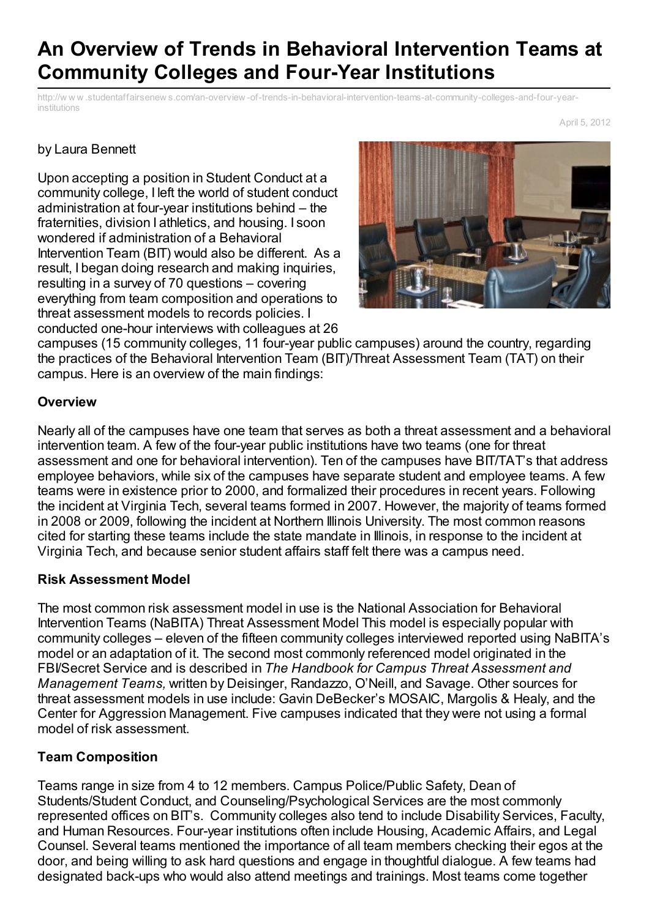# An Overview of Trends in Behavioral Intervention Teams at Community Colleges and Four-Year Institutions

http://www.studentaffairsenews.com/an-overview-of-trends-in-behavioral-intervention-teams-at-community-colleges-and-four-year-institutions

April 5, 2012

by Laura Bennett

Upon accepting a position in Student Conduct at a community college, I left the world of student conduct administration at four-year institutions behind – the fraternities, division I athletics, and housing. I soon wondered if administration of a Behavioral Intervention Team (BIT) would also be different. As a result, I began doing research and making inquiries, resulting in a survey of 70 questions – covering everything from team composition and operations to threat assessment models to records policies. I conducted one-hour interviews with colleagues at 26 campuses (15 community colleges, 11 four-year public campuses) around the country, regarding the practices of the Behavioral Intervention Team (BIT)/Threat Assessment Team (TAT) on their campus. Here is an overview of the main findings:

**Overview**

Nearly all of the campuses have one team that serves as both a threat assessment and a behavioral intervention team. A few of the four-year public institutions have two teams (one for threat assessment and one for behavioral intervention). Ten of the campuses have BIT/TAT's that address employee behaviors, while six of the campuses have separate student and employee teams. A few teams were in existence prior to 2000, and formalized their procedures in recent years. Following the incident at Virginia Tech, several teams formed in 2007. However, the majority of teams formed in 2008 or 2009, following the incident at Northern Illinois University. The most common reasons cited for starting these teams include the state mandate in Illinois, in response to the incident at Virginia Tech, and because senior student affairs staff felt there was a campus need.

**Risk Assessment Model**

The most common risk assessment model in use is the National Association for Behavioral Intervention Teams (NaBITA) Threat Assessment Model This model is especially popular with community colleges – eleven of the fifteen community colleges interviewed reported using NaBITA's model or an adaptation of it. The second most commonly referenced model originated in the FBI/Secret Service and is described in *The Handbook for Campus Threat Assessment and Management Teams,* written by Deisinger, Randazzo, O'Neill, and Savage. Other sources for threat assessment models in use include: Gavin DeBecker's MOSAIC, Margolis & Healy, and the Center for Aggression Management. Five campuses indicated that they were not using a formal model of risk assessment.

**Team Composition**

Teams range in size from 4 to 12 members. Campus Police/Public Safety, Dean of Students/Student Conduct, and Counseling/Psychological Services are the most commonly represented offices on BIT's. Community colleges also tend to include Disability Services, Faculty, and Human Resources. Four-year institutions often include Housing, Academic Affairs, and Legal Counsel. Several teams mentioned the importance of all team members checking their egos at the door, and being willing to ask hard questions and engage in thoughtful dialogue. A few teams had designated back-ups who would also attend meetings and trainings. Most teams come together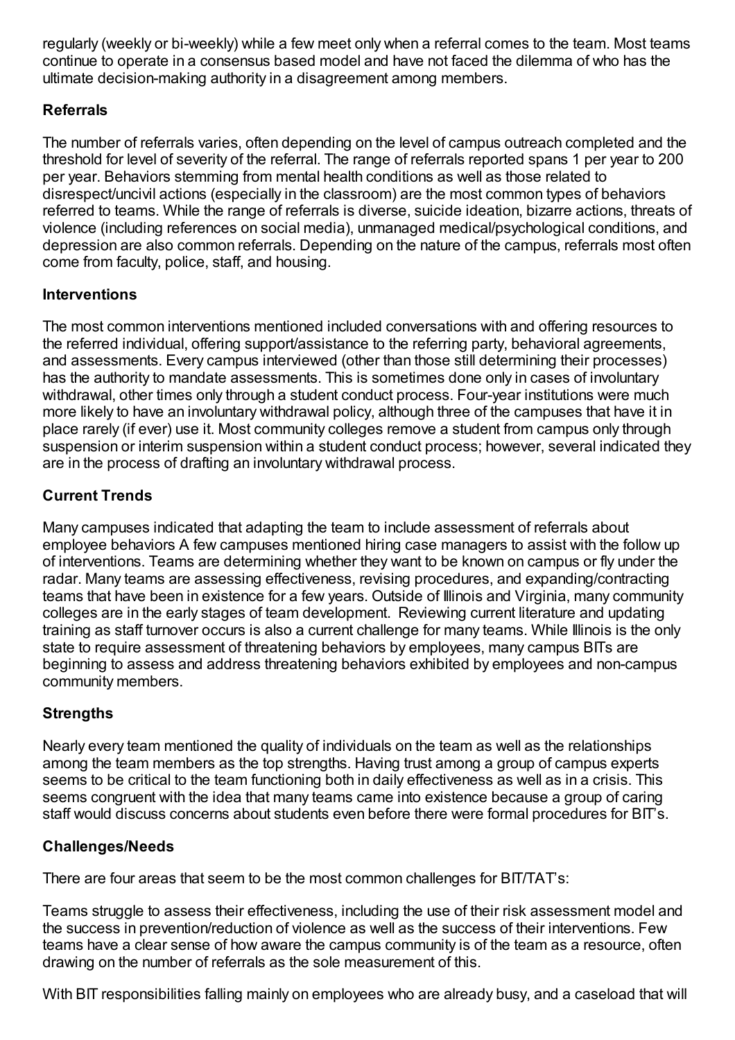regularly (weekly or bi-weekly) while a few meet only when a referral comes to the team. Most teams continue to operate in a consensus based model and have not faced the dilemma of who has the ultimate decision-making authority in a disagreement among members.

### Referrals

The number of referrals varies, often depending on the level of campus outreach completed and the threshold for level of severity of the referral. The range of referrals reported spans 1 per year to 200 per year. Behaviors stemming from mental health conditions as well as those related to disrespect/uncivil actions (especially in the classroom) are the most common types of behaviors referred to teams. While the range of referrals is diverse, suicide ideation, bizarre actions, threats of violence (including references on social media), unmanaged medical/psychological conditions, and depression are also common referrals. Depending on the nature of the campus, referrals most often come from faculty, police, staff, and housing.

### Interventions

The most common interventions mentioned included conversations with and offering resources to the referred individual, offering support/assistance to the referring party, behavioral agreements, and assessments. Every campus interviewed (other than those still determining their processes) has the authority to mandate assessments. This is sometimes done only in cases of involuntary withdrawal, other times only through a student conduct process. Four-year institutions were much more likely to have an involuntary withdrawal policy, although three of the campuses that have it in place rarely (if ever) use it. Most community colleges remove a student from campus only through suspension or interim suspension within a student conduct process; however, several indicated they are in the process of drafting an involuntary withdrawal process.

### Current Trends

Many campuses indicated that adapting the team to include assessment of referrals about employee behaviors A few campuses mentioned hiring case managers to assist with the follow up of interventions. Teams are determining whether they want to be known on campus or fly under the radar. Many teams are assessing effectiveness, revising procedures, and expanding/contracting teams that have been in existence for a few years. Outside of Illinois and Virginia, many community colleges are in the early stages of team development. Reviewing current literature and updating training as staff turnover occurs is also a current challenge for many teams. While Illinois is the only state to require assessment of threatening behaviors by employees, many campus BITs are beginning to assess and address threatening behaviors exhibited by employees and non-campus community members.

### Strengths

Nearly every team mentioned the quality of individuals on the team as well as the relationships among the team members as the top strengths. Having trust among a group of campus experts seems to be critical to the team functioning both in daily effectiveness as well as in a crisis. This seems congruent with the idea that many teams came into existence because a group of caring staff would discuss concerns about students even before there were formal procedures for BIT's.

### Challenges/Needs

There are four areas that seem to be the most common challenges for BIT/TAT's:

Teams struggle to assess their effectiveness, including the use of their risk assessment model and the success in prevention/reduction of violence as well as the success of their interventions. Few teams have a clear sense of how aware the campus community is of the team as a resource, often drawing on the number of referrals as the sole measurement of this.

With BIT responsibilities falling mainly on employees who are already busy, and a caseload that will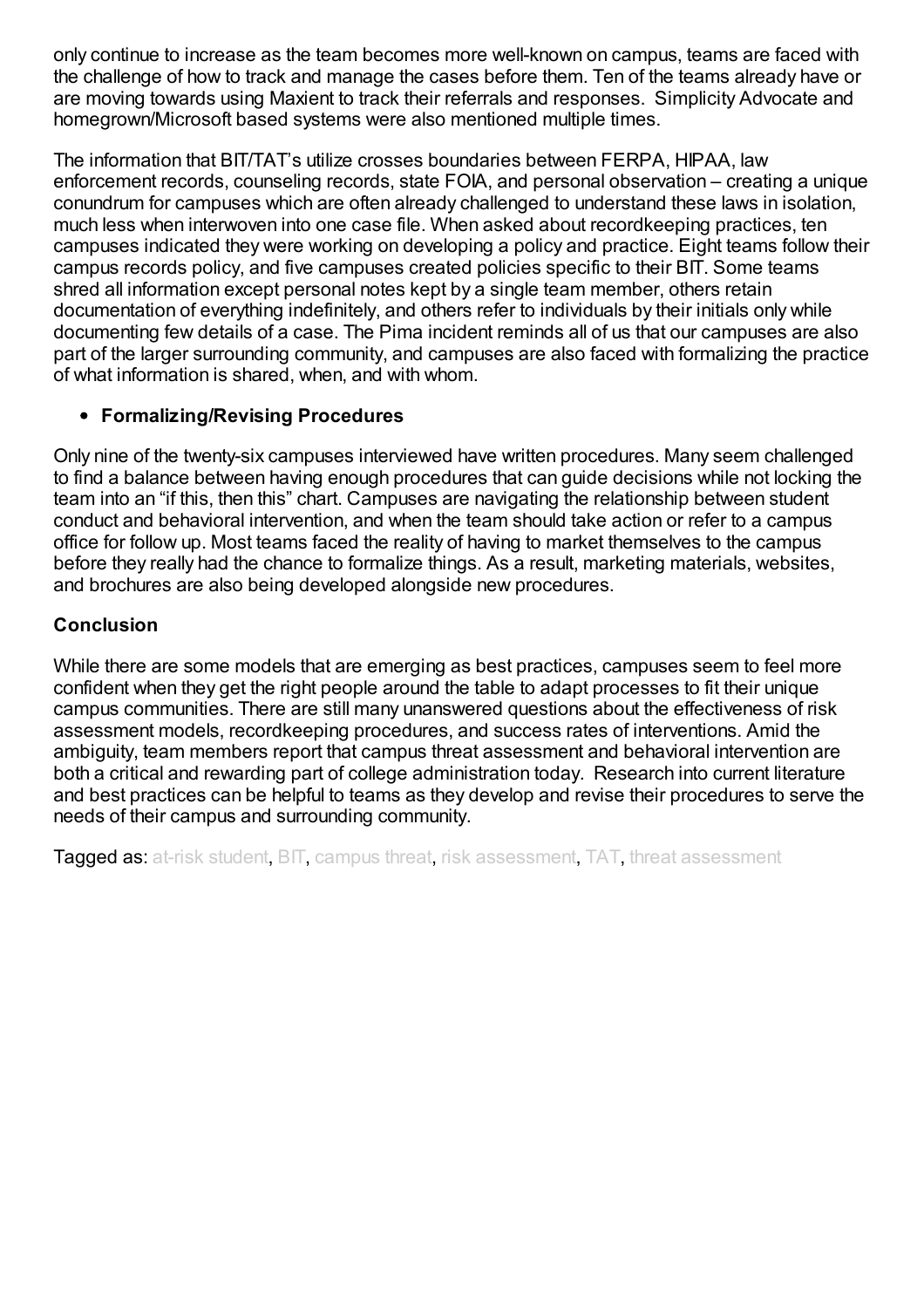only continue to increase as the team becomes more well-known on campus, teams are faced with the challenge of how to track and manage the cases before them. Ten of the teams already have or are moving towards using Maxient to track their referrals and responses. Simplicity Advocate and homegrown/Microsoft based systems were also mentioned multiple times.

The information that BIT/TAT's utilize crosses boundaries between FERPA, HIPAA, law enforcement records, counseling records, state FOIA, and personal observation – creating a unique conundrum for campuses which are often already challenged to understand these laws in isolation, much less when interwoven into one case file. When asked about recordkeeping practices, ten campuses indicated they were working on developing a policy and practice. Eight teams follow their campus records policy, and five campuses created policies specific to their BIT. Some teams shred all information except personal notes kept by a single team member, others retain documentation of everything indefinitely, and others refer to individuals by their initials only while documenting few details of a case. The Pima incident reminds all of us that our campuses are also part of the larger surrounding community, and campuses are also faced with formalizing the practice of what information is shared, when, and with whom.

- **Formalizing/Revising Procedures**

Only nine of the twenty-six campuses interviewed have written procedures. Many seem challenged to find a balance between having enough procedures that can guide decisions while not locking the team into an "if this, then this" chart. Campuses are navigating the relationship between student conduct and behavioral intervention, and when the team should take action or refer to a campus office for follow up. Most teams faced the reality of having to market themselves to the campus before they really had the chance to formalize things. As a result, marketing materials, websites, and brochures are also being developed alongside new procedures.

### Conclusion

While there are some models that are emerging as best practices, campuses seem to feel more confident when they get the right people around the table to adapt processes to fit their unique campus communities. There are still many unanswered questions about the effectiveness of risk assessment models, recordkeeping procedures, and success rates of interventions. Amid the ambiguity, team members report that campus threat assessment and behavioral intervention are both a critical and rewarding part of college administration today. Research into current literature and best practices can be helpful to teams as they develop and revise their procedures to serve the needs of their campus and surrounding community.

Tagged as: at-risk student, BIT, campus threat, risk assessment, TAT, threat assessment